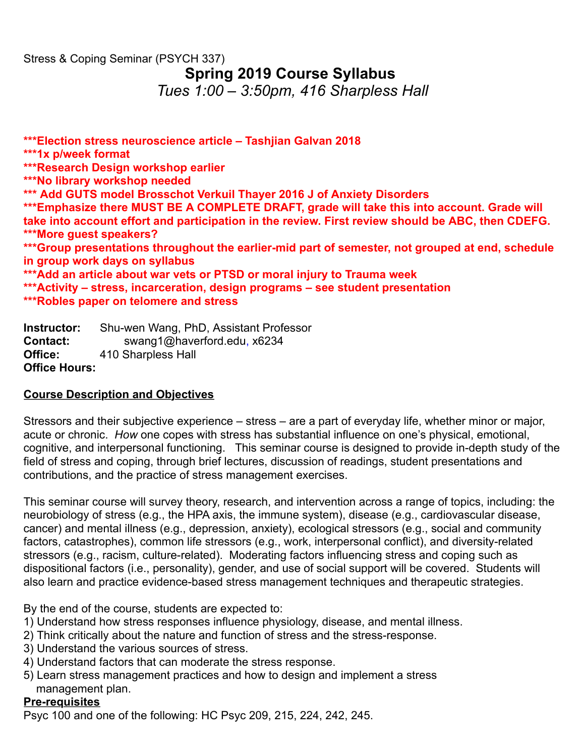Stress & Coping Seminar (PSYCH 337)

# Spring 2019 Course Syllabus

*Tues 1:00 – 3:50pm, 416 Sharpless Hall*

**\*\*\*Election stress neuroscience article – Tashjian Galvan 2018**
**\*\*\*1x p/week format**
**\*\*\*Research Design workshop earlier**
**\*\*\*No library workshop needed**
**\*\*\* Add GUTS model Brosschot Verkuil Thayer 2016 J of Anxiety Disorders**
**\*\*\*Emphasize there MUST BE A COMPLETE DRAFT, grade will take this into account. Grade will take into account effort and participation in the review. First review should be ABC, then CDEFG.**
**\*\*\*More guest speakers?**
**\*\*\*Group presentations throughout the earlier-mid part of semester, not grouped at end, schedule in group work days on syllabus**
**\*\*\*Add an article about war vets or PTSD or moral injury to Trauma week**
**\*\*\*Activity – stress, incarceration, design programs – see student presentation**
**\*\*\*Robles paper on telomere and stress**

**Instructor:** Shu-wen Wang, PhD, Assistant Professor
**Contact:** swang1@haverford.edu, x6234
**Office:** 410 Sharpless Hall
**Office Hours:**

## Course Description and Objectives

Stressors and their subjective experience – stress – are a part of everyday life, whether minor or major, acute or chronic. *How* one copes with stress has substantial influence on one's physical, emotional, cognitive, and interpersonal functioning. This seminar course is designed to provide in-depth study of the field of stress and coping, through brief lectures, discussion of readings, student presentations and contributions, and the practice of stress management exercises.

This seminar course will survey theory, research, and intervention across a range of topics, including: the neurobiology of stress (e.g., the HPA axis, the immune system), disease (e.g., cardiovascular disease, cancer) and mental illness (e.g., depression, anxiety), ecological stressors (e.g., social and community factors, catastrophes), common life stressors (e.g., work, interpersonal conflict), and diversity-related stressors (e.g., racism, culture-related). Moderating factors influencing stress and coping such as dispositional factors (i.e., personality), gender, and use of social support will be covered. Students will also learn and practice evidence-based stress management techniques and therapeutic strategies.

By the end of the course, students are expected to:

1) Understand how stress responses influence physiology, disease, and mental illness.
2) Think critically about the nature and function of stress and the stress-response.
3) Understand the various sources of stress.
4) Understand factors that can moderate the stress response.
5) Learn stress management practices and how to design and implement a stress management plan.

## Pre-requisites

Psyc 100 and one of the following: HC Psyc 209, 215, 224, 242, 245.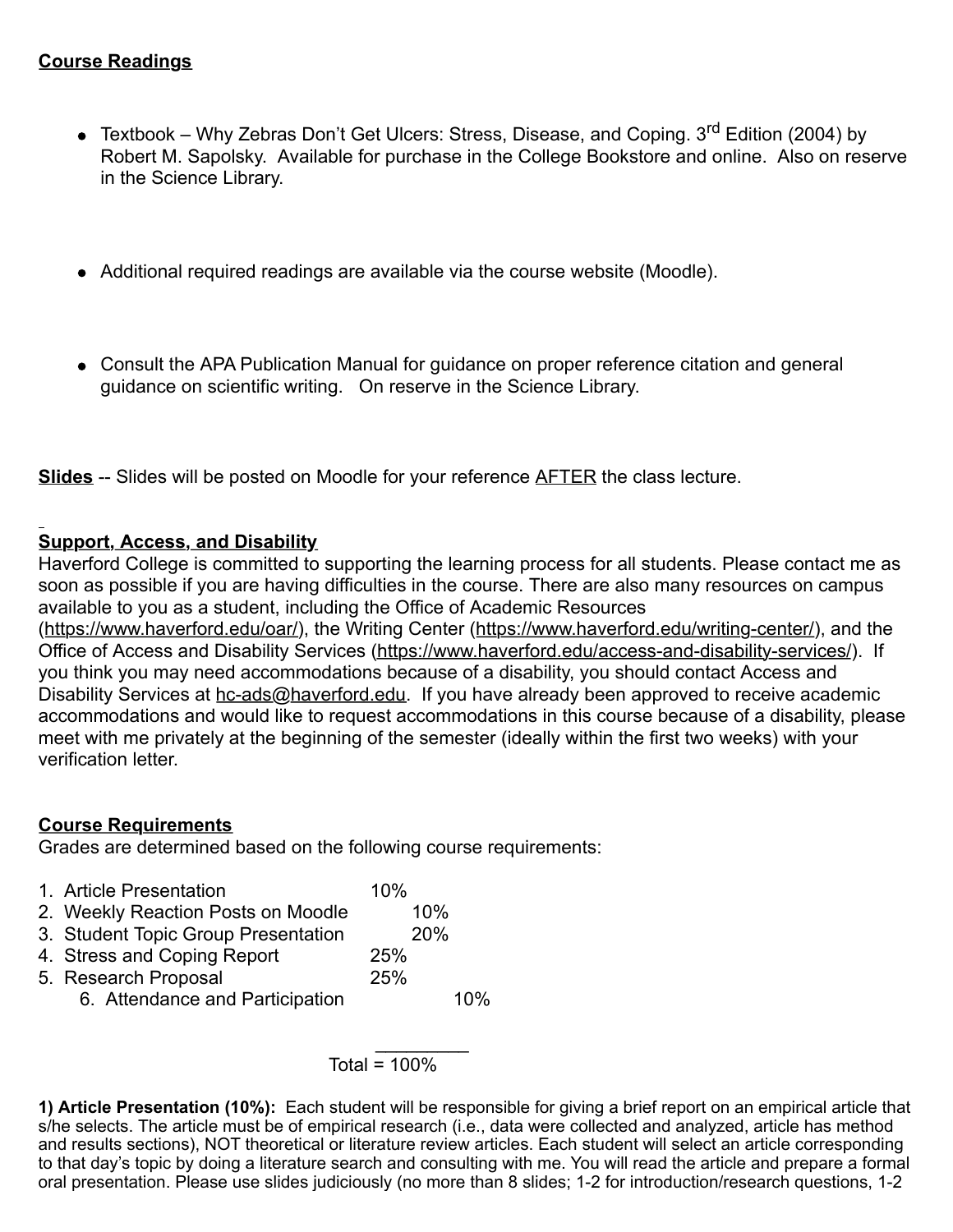**Course Readings**

- Textbook – Why Zebras Don't Get Ulcers: Stress, Disease, and Coping. 3rd Edition (2004) by Robert M. Sapolsky. Available for purchase in the College Bookstore and online. Also on reserve in the Science Library.

- Additional required readings are available via the course website (Moodle).

- Consult the APA Publication Manual for guidance on proper reference citation and general guidance on scientific writing. On reserve in the Science Library.

**Slides** -- Slides will be posted on Moodle for your reference AFTER the class lecture.

**Support, Access, and Disability**

Haverford College is committed to supporting the learning process for all students. Please contact me as soon as possible if you are having difficulties in the course. There are also many resources on campus available to you as a student, including the Office of Academic Resources (https://www.haverford.edu/oar/), the Writing Center (https://www.haverford.edu/writing-center/), and the Office of Access and Disability Services (https://www.haverford.edu/access-and-disability-services/). If you think you may need accommodations because of a disability, you should contact Access and Disability Services at hc-ads@haverford.edu. If you have already been approved to receive academic accommodations and would like to request accommodations in this course because of a disability, please meet with me privately at the beginning of the semester (ideally within the first two weeks) with your verification letter.

**Course Requirements**

Grades are determined based on the following course requirements:

| Requirement | Weight |
|---|---|
| 1. Article Presentation | 10% |
| 2. Weekly Reaction Posts on Moodle | 10% |
| 3. Student Topic Group Presentation | 20% |
| 4. Stress and Coping Report | 25% |
| 5. Research Proposal | 25% |
| 6. Attendance and Participation | 10% |
| Total | 100% |

**1) Article Presentation (10%):** Each student will be responsible for giving a brief report on an empirical article that s/he selects. The article must be of empirical research (i.e., data were collected and analyzed, article has method and results sections), NOT theoretical or literature review articles. Each student will select an article corresponding to that day's topic by doing a literature search and consulting with me. You will read the article and prepare a formal oral presentation. Please use slides judiciously (no more than 8 slides; 1-2 for introduction/research questions, 1-2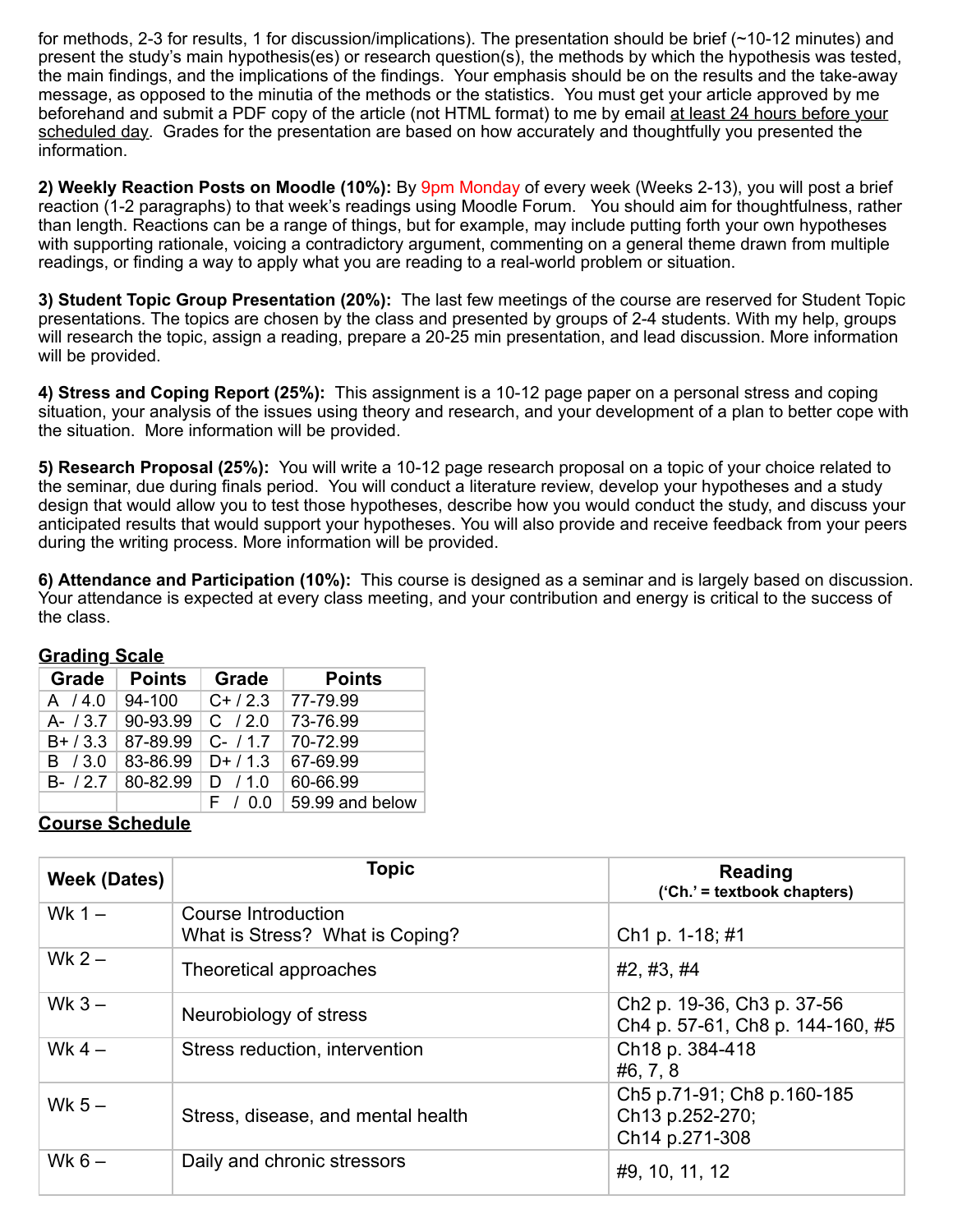for methods, 2-3 for results, 1 for discussion/implications). The presentation should be brief (~10-12 minutes) and present the study's main hypothesis(es) or research question(s), the methods by which the hypothesis was tested, the main findings, and the implications of the findings. Your emphasis should be on the results and the take-away message, as opposed to the minutia of the methods or the statistics. You must get your article approved by me beforehand and submit a PDF copy of the article (not HTML format) to me by email <u>at least 24 hours before your scheduled day</u>. Grades for the presentation are based on how accurately and thoughtfully you presented the information.

**2) Weekly Reaction Posts on Moodle (10%):** By 9pm Monday of every week (Weeks 2-13), you will post a brief reaction (1-2 paragraphs) to that week's readings using Moodle Forum. You should aim for thoughtfulness, rather than length. Reactions can be a range of things, but for example, may include putting forth your own hypotheses with supporting rationale, voicing a contradictory argument, commenting on a general theme drawn from multiple readings, or finding a way to apply what you are reading to a real-world problem or situation.

**3) Student Topic Group Presentation (20%):** The last few meetings of the course are reserved for Student Topic presentations. The topics are chosen by the class and presented by groups of 2-4 students. With my help, groups will research the topic, assign a reading, prepare a 20-25 min presentation, and lead discussion. More information will be provided.

**4) Stress and Coping Report (25%):** This assignment is a 10-12 page paper on a personal stress and coping situation, your analysis of the issues using theory and research, and your development of a plan to better cope with the situation. More information will be provided.

**5) Research Proposal (25%):** You will write a 10-12 page research proposal on a topic of your choice related to the seminar, due during finals period. You will conduct a literature review, develop your hypotheses and a study design that would allow you to test those hypotheses, describe how you would conduct the study, and discuss your anticipated results that would support your hypotheses. You will also provide and receive feedback from your peers during the writing process. More information will be provided.

**6) Attendance and Participation (10%):** This course is designed as a seminar and is largely based on discussion. Your attendance is expected at every class meeting, and your contribution and energy is critical to the success of the class.

## Grading Scale

| Grade | Points | Grade | Points |
|---|---|---|---|
| A / 4.0 | 94-100 | C+ / 2.3 | 77-79.99 |
| A- / 3.7 | 90-93.99 | C / 2.0 | 73-76.99 |
| B+ / 3.3 | 87-89.99 | C- / 1.7 | 70-72.99 |
| B / 3.0 | 83-86.99 | D+ / 1.3 | 67-69.99 |
| B- / 2.7 | 80-82.99 | D / 1.0 | 60-66.99 |
| | | F / 0.0 | 59.99 and below |

## Course Schedule

| Week (Dates) | Topic | Reading ('Ch.' = textbook chapters) |
|---|---|---|
| Wk 1 – | Course Introduction<br>What is Stress? What is Coping? | Ch1 p. 1-18; #1 |
| Wk 2 – | Theoretical approaches | #2, #3, #4 |
| Wk 3 – | Neurobiology of stress | Ch2 p. 19-36, Ch3 p. 37-56<br>Ch4 p. 57-61, Ch8 p. 144-160, #5 |
| Wk 4 – | Stress reduction, intervention | Ch18 p. 384-418<br>#6, 7, 8 |
| Wk 5 – | Stress, disease, and mental health | Ch5 p.71-91; Ch8 p.160-185<br>Ch13 p.252-270;<br>Ch14 p.271-308 |
| Wk 6 – | Daily and chronic stressors | #9, 10, 11, 12 |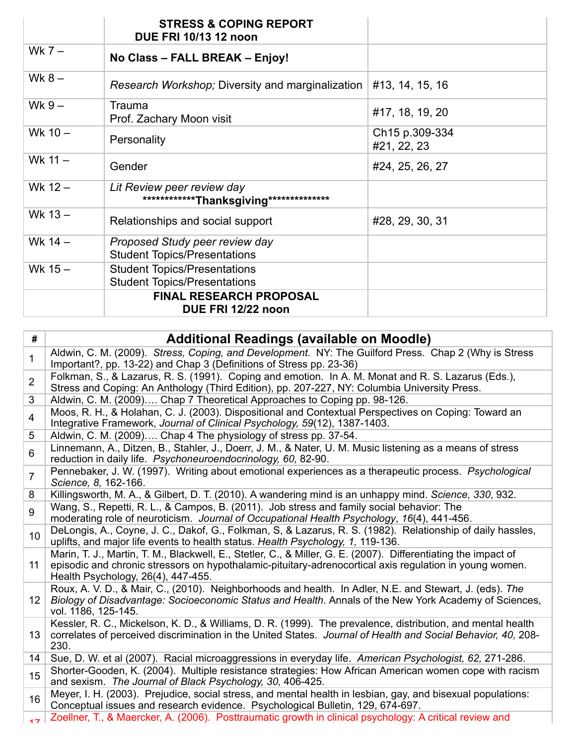| | | |
|---|---|---|
| | **STRESS & COPING REPORT DUE FRI 10/13 12 noon** | |
| Wk 7 – | **No Class – FALL BREAK – Enjoy!** | |
| Wk 8 – | *Research Workshop;* Diversity and marginalization | #13, 14, 15, 16 |
| Wk 9 – | Trauma<br>Prof. Zachary Moon visit | #17, 18, 19, 20 |
| Wk 10 – | Personality | Ch15 p.309-334<br>#21, 22, 23 |
| Wk 11 – | Gender | #24, 25, 26, 27 |
| Wk 12 – | *Lit Review peer review day*<br>************Thanksgiving************** | |
| Wk 13 – | Relationships and social support | #28, 29, 30, 31 |
| Wk 14 – | *Proposed Study peer review day*<br>Student Topics/Presentations | |
| Wk 15 – | Student Topics/Presentations<br>Student Topics/Presentations | |
| | **FINAL RESEARCH PROPOSAL DUE FRI 12/22 noon** | |

| # | Additional Readings (available on Moodle) |
|---|---|
| 1 | Aldwin, C. M. (2009). *Stress, Coping, and Development.* NY: The Guilford Press. Chap 2 (Why is Stress Important?, pp. 13-22) and Chap 3 (Definitions of Stress pp. 23-36) |
| 2 | Folkman, S., & Lazarus, R. S. (1991). Coping and emotion. In A. M. Monat and R. S. Lazarus (Eds.), Stress and Coping: An Anthology (Third Edition), pp. 207-227, NY: Columbia University Press. |
| 3 | Aldwin, C. M. (2009)…. Chap 7 Theoretical Approaches to Coping pp. 98-126. |
| 4 | Moos, R. H., & Holahan, C. J. (2003). Dispositional and Contextual Perspectives on Coping: Toward an Integrative Framework, *Journal of Clinical Psychology, 59*(12), 1387-1403. |
| 5 | Aldwin, C. M. (2009)…. Chap 4 The physiology of stress pp. 37-54. |
| 6 | Linnemann, A., Ditzen, B., Stahler, J., Doerr, J. M., & Nater, U. M. Music listening as a means of stress reduction in daily life. *Psychoneuroendocrinology, 60,* 82-90. |
| 7 | Pennebaker, J. W. (1997). Writing about emotional experiences as a therapeutic process. *Psychological Science, 8,* 162-166. |
| 8 | Killingsworth, M. A., & Gilbert, D. T. (2010). A wandering mind is an unhappy mind. *Science, 330*, 932. |
| 9 | Wang, S., Repetti, R. L., & Campos, B. (2011). Job stress and family social behavior: The moderating role of neuroticism. *Journal of Occupational Health Psychology*, *16*(4), 441-456. |
| 10 | DeLongis, A., Coyne, J. C., Dakof, G., Folkman, S, & Lazarus, R. S. (1982). Relationship of daily hassles, uplifts, and major life events to health status. *Health Psychology, 1,* 119-136. |
| 11 | Marin, T. J., Martin, T. M., Blackwell, E., Stetler, C., & Miller, G. E. (2007). Differentiating the impact of episodic and chronic stressors on hypothalamic-pituitary-adrenocortical axis regulation in young women. Health Psychology, 26(4), 447-455. |
| 12 | Roux, A. V. D., & Mair, C., (2010). Neighborhoods and health. In Adler, N.E. and Stewart, J. (eds). *The Biology of Disadvantage: Socioeconomic Status and Health*. Annals of the New York Academy of Sciences, vol. 1186, 125-145. |
| 13 | Kessler, R. C., Mickelson, K. D., & Williams, D. R. (1999). The prevalence, distribution, and mental health correlates of perceived discrimination in the United States. *Journal of Health and Social Behavior, 40,* 208-230. |
| 14 | Sue, D. W. et al (2007). Racial microaggressions in everyday life. *American Psychologist, 62,* 271-286. |
| 15 | Shorter-Gooden, K. (2004). Multiple resistance strategies: How African American women cope with racism and sexism. *The Journal of Black Psychology, 30,* 406-425. |
| 16 | Meyer, I. H. (2003). Prejudice, social stress, and mental health in lesbian, gay, and bisexual populations: Conceptual issues and research evidence. Psychological Bulletin, 129, 674-697. |
| 17 | Zoellner, T., & Maercker, A. (2006). Posttraumatic growth in clinical psychology: A critical review and |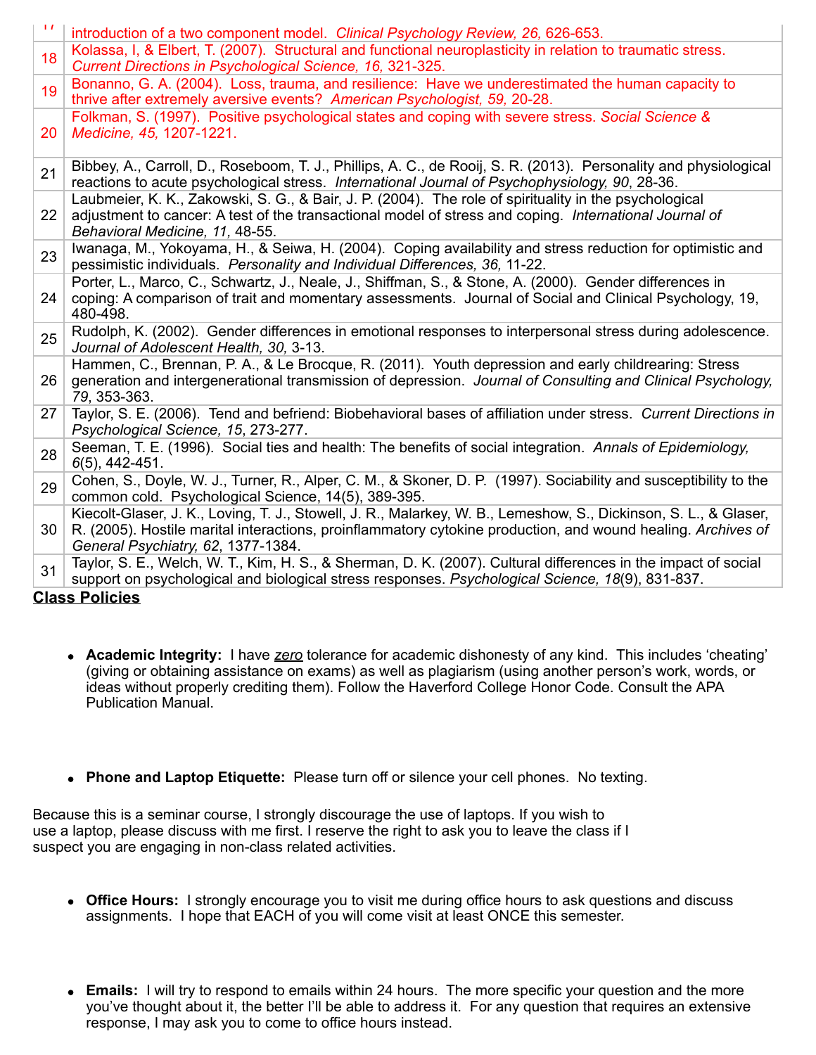| | |
|---|---|
| 17 | introduction of a two component model. *Clinical Psychology Review, 26,* 626-653. |
| 18 | Kolassa, I, & Elbert, T. (2007). Structural and functional neuroplasticity in relation to traumatic stress. *Current Directions in Psychological Science, 16,* 321-325. |
| 19 | Bonanno, G. A. (2004). Loss, trauma, and resilience: Have we underestimated the human capacity to thrive after extremely aversive events? *American Psychologist, 59,* 20-28. |
| 20 | Folkman, S. (1997). Positive psychological states and coping with severe stress. *Social Science & Medicine, 45,* 1207-1221. |
| 21 | Bibbey, A., Carroll, D., Roseboom, T. J., Phillips, A. C., de Rooij, S. R. (2013). Personality and physiological reactions to acute psychological stress. *International Journal of Psychophysiology, 90*, 28-36. |
| 22 | Laubmeier, K. K., Zakowski, S. G., & Bair, J. P. (2004). The role of spirituality in the psychological adjustment to cancer: A test of the transactional model of stress and coping. *International Journal of Behavioral Medicine, 11,* 48-55. |
| 23 | Iwanaga, M., Yokoyama, H., & Seiwa, H. (2004). Coping availability and stress reduction for optimistic and pessimistic individuals. *Personality and Individual Differences, 36,* 11-22. |
| 24 | Porter, L., Marco, C., Schwartz, J., Neale, J., Shiffman, S., & Stone, A. (2000). Gender differences in coping: A comparison of trait and momentary assessments. Journal of Social and Clinical Psychology, 19, 480-498. |
| 25 | Rudolph, K. (2002). Gender differences in emotional responses to interpersonal stress during adolescence. *Journal of Adolescent Health, 30,* 3-13. |
| 26 | Hammen, C., Brennan, P. A., & Le Brocque, R. (2011). Youth depression and early childrearing: Stress generation and intergenerational transmission of depression. *Journal of Consulting and Clinical Psychology, 79*, 353-363. |
| 27 | Taylor, S. E. (2006). Tend and befriend: Biobehavioral bases of affiliation under stress. *Current Directions in Psychological Science, 15*, 273-277. |
| 28 | Seeman, T. E. (1996). Social ties and health: The benefits of social integration. *Annals of Epidemiology, 6*(5), 442-451. |
| 29 | Cohen, S., Doyle, W. J., Turner, R., Alper, C. M., & Skoner, D. P. (1997). Sociability and susceptibility to the common cold. Psychological Science, 14(5), 389-395. |
| 30 | Kiecolt-Glaser, J. K., Loving, T. J., Stowell, J. R., Malarkey, W. B., Lemeshow, S., Dickinson, S. L., & Glaser, R. (2005). Hostile marital interactions, proinflammatory cytokine production, and wound healing. *Archives of General Psychiatry, 62*, 1377-1384. |
| 31 | Taylor, S. E., Welch, W. T., Kim, H. S., & Sherman, D. K. (2007). Cultural differences in the impact of social support on psychological and biological stress responses. *Psychological Science, 18*(9), 831-837. |

**Class Policies**

- **Academic Integrity:** I have ***zero*** tolerance for academic dishonesty of any kind. This includes 'cheating' (giving or obtaining assistance on exams) as well as plagiarism (using another person's work, words, or ideas without properly crediting them). Follow the Haverford College Honor Code. Consult the APA Publication Manual.

- **Phone and Laptop Etiquette:** Please turn off or silence your cell phones. No texting.

Because this is a seminar course, I strongly discourage the use of laptops. If you wish to use a laptop, please discuss with me first. I reserve the right to ask you to leave the class if I suspect you are engaging in non-class related activities.

- **Office Hours:** I strongly encourage you to visit me during office hours to ask questions and discuss assignments. I hope that EACH of you will come visit at least ONCE this semester.

- **Emails:** I will try to respond to emails within 24 hours. The more specific your question and the more you've thought about it, the better I'll be able to address it. For any question that requires an extensive response, I may ask you to come to office hours instead.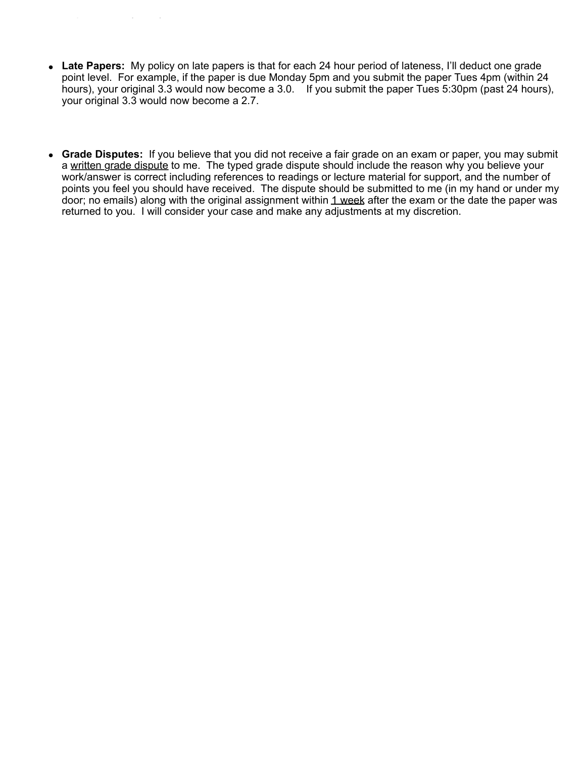- **Late Papers:** My policy on late papers is that for each 24 hour period of lateness, I'll deduct one grade point level. For example, if the paper is due Monday 5pm and you submit the paper Tues 4pm (within 24 hours), your original 3.3 would now become a 3.0. If you submit the paper Tues 5:30pm (past 24 hours), your original 3.3 would now become a 2.7.

- **Grade Disputes:** If you believe that you did not receive a fair grade on an exam or paper, you may submit a <u>written grade dispute</u> to me. The typed grade dispute should include the reason why you believe your work/answer is correct including references to readings or lecture material for support, and the number of points you feel you should have received. The dispute should be submitted to me (in my hand or under my door; no emails) along with the original assignment within <u>1 week</u> after the exam or the date the paper was returned to you. I will consider your case and make any adjustments at my discretion.